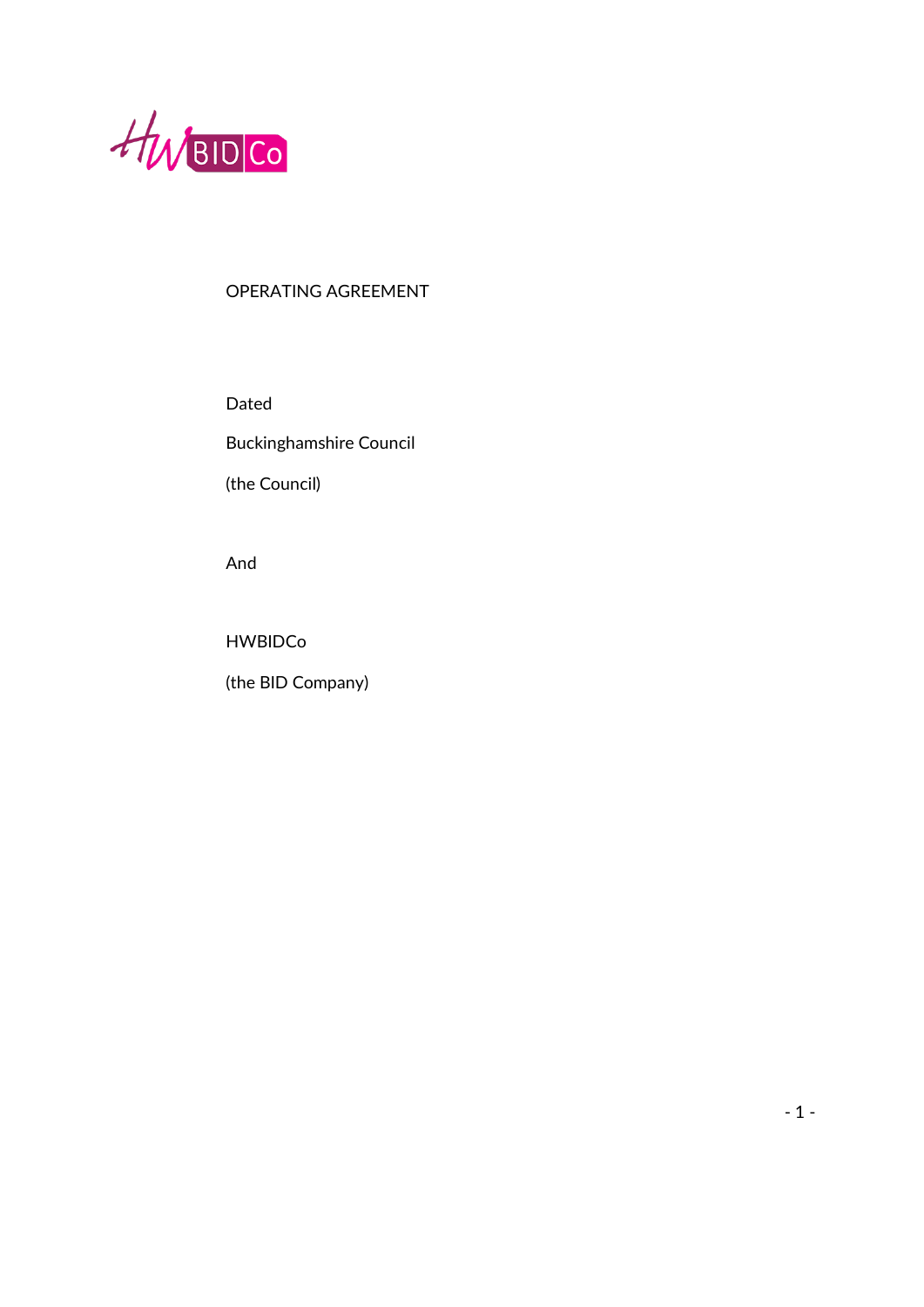OPERATING AGREEMENT

Dated

Buckinghamshire Council

(the Council)

And

HWBIDCo

(the BID Company)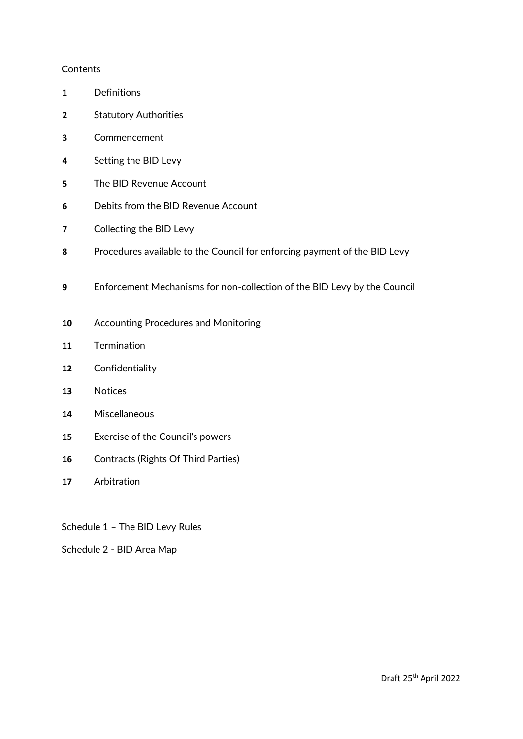Contents

| | |
|---|---|
| **1** | Definitions |
| **2** | Statutory Authorities |
| **3** | Commencement |
| **4** | Setting the BID Levy |
| **5** | The BID Revenue Account |
| **6** | Debits from the BID Revenue Account |
| **7** | Collecting the BID Levy |
| **8** | Procedures available to the Council for enforcing payment of the BID Levy |
| **9** | Enforcement Mechanisms for non-collection of the BID Levy by the Council |
| **10** | Accounting Procedures and Monitoring |
| **11** | Termination |
| **12** | Confidentiality |
| **13** | Notices |
| **14** | Miscellaneous |
| **15** | Exercise of the Council's powers |
| **16** | Contracts (Rights Of Third Parties) |
| **17** | Arbitration |

Schedule 1 – The BID Levy Rules

Schedule 2 - BID Area Map

Draft 25th April 2022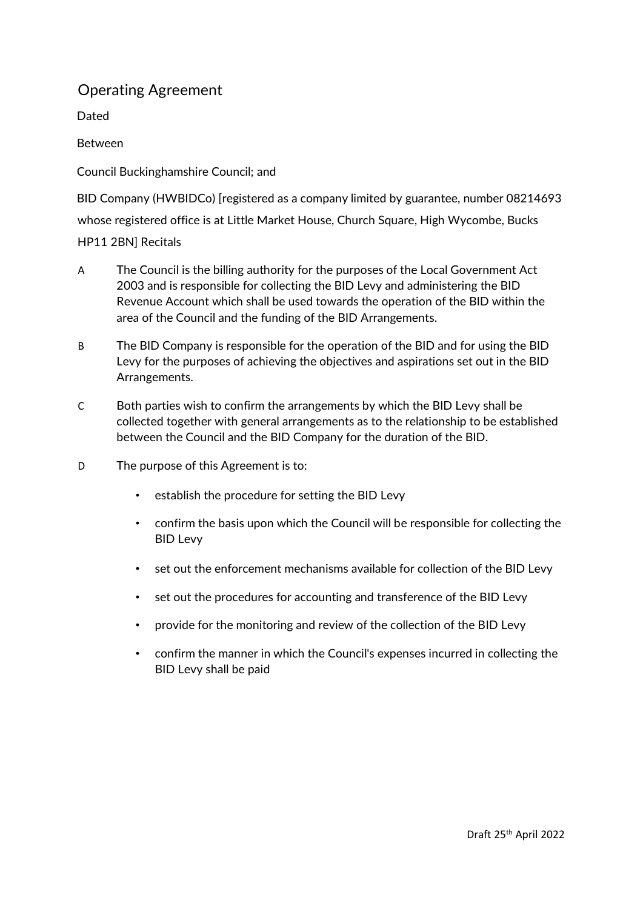# Operating Agreement

Dated

Between

Council Buckinghamshire Council; and

BID Company (HWBIDCo) [registered as a company limited by guarantee, number 08214693 whose registered office is at Little Market House, Church Square, High Wycombe, Bucks HP11 2BN] Recitals

A The Council is the billing authority for the purposes of the Local Government Act 2003 and is responsible for collecting the BID Levy and administering the BID Revenue Account which shall be used towards the operation of the BID within the area of the Council and the funding of the BID Arrangements.

B The BID Company is responsible for the operation of the BID and for using the BID Levy for the purposes of achieving the objectives and aspirations set out in the BID Arrangements.

C Both parties wish to confirm the arrangements by which the BID Levy shall be collected together with general arrangements as to the relationship to be established between the Council and the BID Company for the duration of the BID.

D The purpose of this Agreement is to:

- establish the procedure for setting the BID Levy
- confirm the basis upon which the Council will be responsible for collecting the BID Levy
- set out the enforcement mechanisms available for collection of the BID Levy
- set out the procedures for accounting and transference of the BID Levy
- provide for the monitoring and review of the collection of the BID Levy
- confirm the manner in which the Council's expenses incurred in collecting the BID Levy shall be paid

Draft 25th April 2022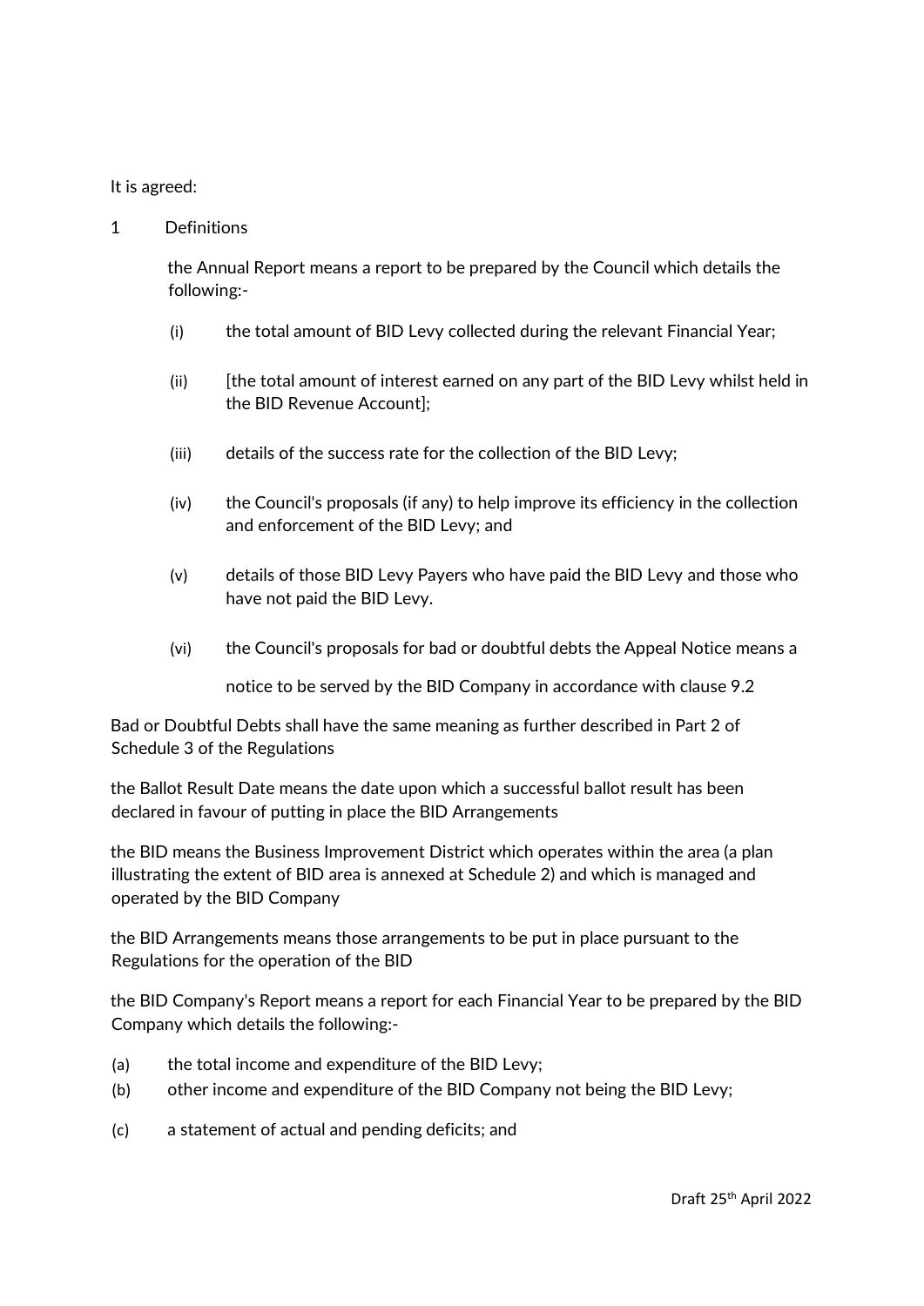It is agreed:

1 Definitions

the Annual Report means a report to be prepared by the Council which details the following:-

(i) the total amount of BID Levy collected during the relevant Financial Year;

(ii) [the total amount of interest earned on any part of the BID Levy whilst held in the BID Revenue Account];

(iii) details of the success rate for the collection of the BID Levy;

(iv) the Council's proposals (if any) to help improve its efficiency in the collection and enforcement of the BID Levy; and

(v) details of those BID Levy Payers who have paid the BID Levy and those who have not paid the BID Levy.

(vi) the Council's proposals for bad or doubtful debts the Appeal Notice means a notice to be served by the BID Company in accordance with clause 9.2

Bad or Doubtful Debts shall have the same meaning as further described in Part 2 of Schedule 3 of the Regulations

the Ballot Result Date means the date upon which a successful ballot result has been declared in favour of putting in place the BID Arrangements

the BID means the Business Improvement District which operates within the area (a plan illustrating the extent of BID area is annexed at Schedule 2) and which is managed and operated by the BID Company

the BID Arrangements means those arrangements to be put in place pursuant to the Regulations for the operation of the BID

the BID Company's Report means a report for each Financial Year to be prepared by the BID Company which details the following:-

(a) the total income and expenditure of the BID Levy;

(b) other income and expenditure of the BID Company not being the BID Levy;

(c) a statement of actual and pending deficits; and

Draft 25th April 2022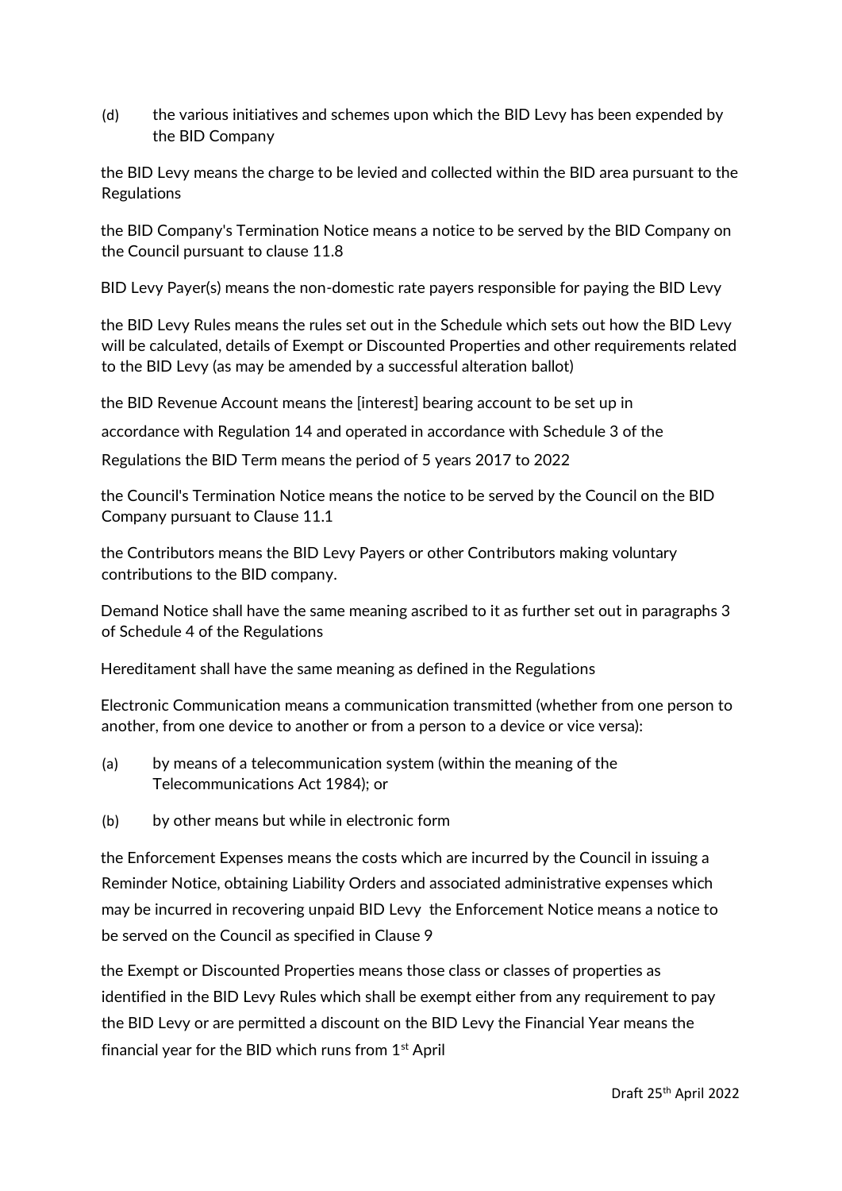(d) the various initiatives and schemes upon which the BID Levy has been expended by the BID Company

the BID Levy means the charge to be levied and collected within the BID area pursuant to the Regulations

the BID Company's Termination Notice means a notice to be served by the BID Company on the Council pursuant to clause 11.8

BID Levy Payer(s) means the non-domestic rate payers responsible for paying the BID Levy

the BID Levy Rules means the rules set out in the Schedule which sets out how the BID Levy will be calculated, details of Exempt or Discounted Properties and other requirements related to the BID Levy (as may be amended by a successful alteration ballot)

the BID Revenue Account means the [interest] bearing account to be set up in

accordance with Regulation 14 and operated in accordance with Schedule 3 of the

Regulations the BID Term means the period of 5 years 2017 to 2022

the Council's Termination Notice means the notice to be served by the Council on the BID Company pursuant to Clause 11.1

the Contributors means the BID Levy Payers or other Contributors making voluntary contributions to the BID company.

Demand Notice shall have the same meaning ascribed to it as further set out in paragraphs 3 of Schedule 4 of the Regulations

Hereditament shall have the same meaning as defined in the Regulations

Electronic Communication means a communication transmitted (whether from one person to another, from one device to another or from a person to a device or vice versa):

(a) by means of a telecommunication system (within the meaning of the Telecommunications Act 1984); or

(b) by other means but while in electronic form

the Enforcement Expenses means the costs which are incurred by the Council in issuing a Reminder Notice, obtaining Liability Orders and associated administrative expenses which may be incurred in recovering unpaid BID Levy the Enforcement Notice means a notice to be served on the Council as specified in Clause 9

the Exempt or Discounted Properties means those class or classes of properties as identified in the BID Levy Rules which shall be exempt either from any requirement to pay the BID Levy or are permitted a discount on the BID Levy the Financial Year means the financial year for the BID which runs from 1st April

Draft 25th April 2022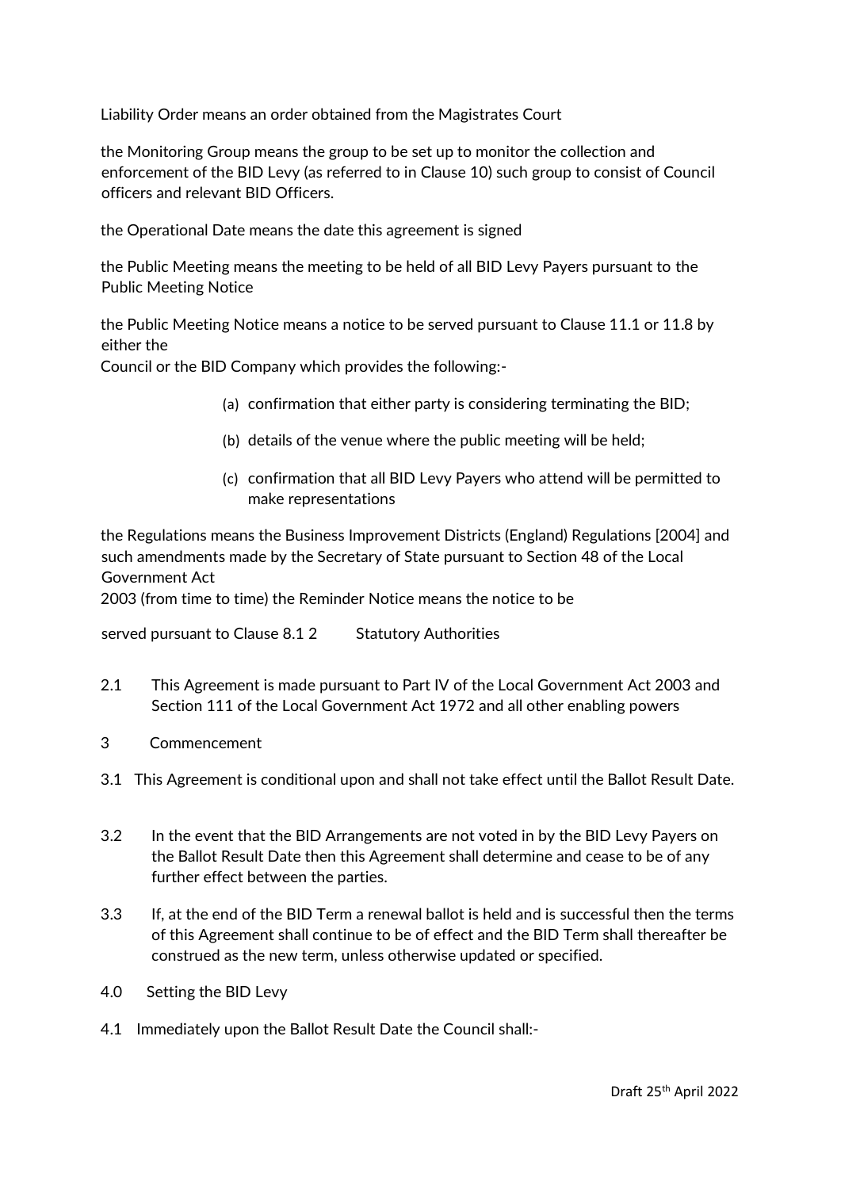Liability Order means an order obtained from the Magistrates Court

the Monitoring Group means the group to be set up to monitor the collection and enforcement of the BID Levy (as referred to in Clause 10) such group to consist of Council officers and relevant BID Officers.

the Operational Date means the date this agreement is signed

the Public Meeting means the meeting to be held of all BID Levy Payers pursuant to the Public Meeting Notice

the Public Meeting Notice means a notice to be served pursuant to Clause 11.1 or 11.8 by either the
Council or the BID Company which provides the following:-

(a) confirmation that either party is considering terminating the BID;

(b) details of the venue where the public meeting will be held;

(c) confirmation that all BID Levy Payers who attend will be permitted to make representations

the Regulations means the Business Improvement Districts (England) Regulations [2004] and such amendments made by the Secretary of State pursuant to Section 48 of the Local Government Act
2003 (from time to time) the Reminder Notice means the notice to be

served pursuant to Clause 8.1 2 Statutory Authorities

2.1 This Agreement is made pursuant to Part IV of the Local Government Act 2003 and Section 111 of the Local Government Act 1972 and all other enabling powers

3 Commencement

3.1 This Agreement is conditional upon and shall not take effect until the Ballot Result Date.

3.2 In the event that the BID Arrangements are not voted in by the BID Levy Payers on the Ballot Result Date then this Agreement shall determine and cease to be of any further effect between the parties.

3.3 If, at the end of the BID Term a renewal ballot is held and is successful then the terms of this Agreement shall continue to be of effect and the BID Term shall thereafter be construed as the new term, unless otherwise updated or specified.

4.0 Setting the BID Levy

4.1 Immediately upon the Ballot Result Date the Council shall:-

Draft 25th April 2022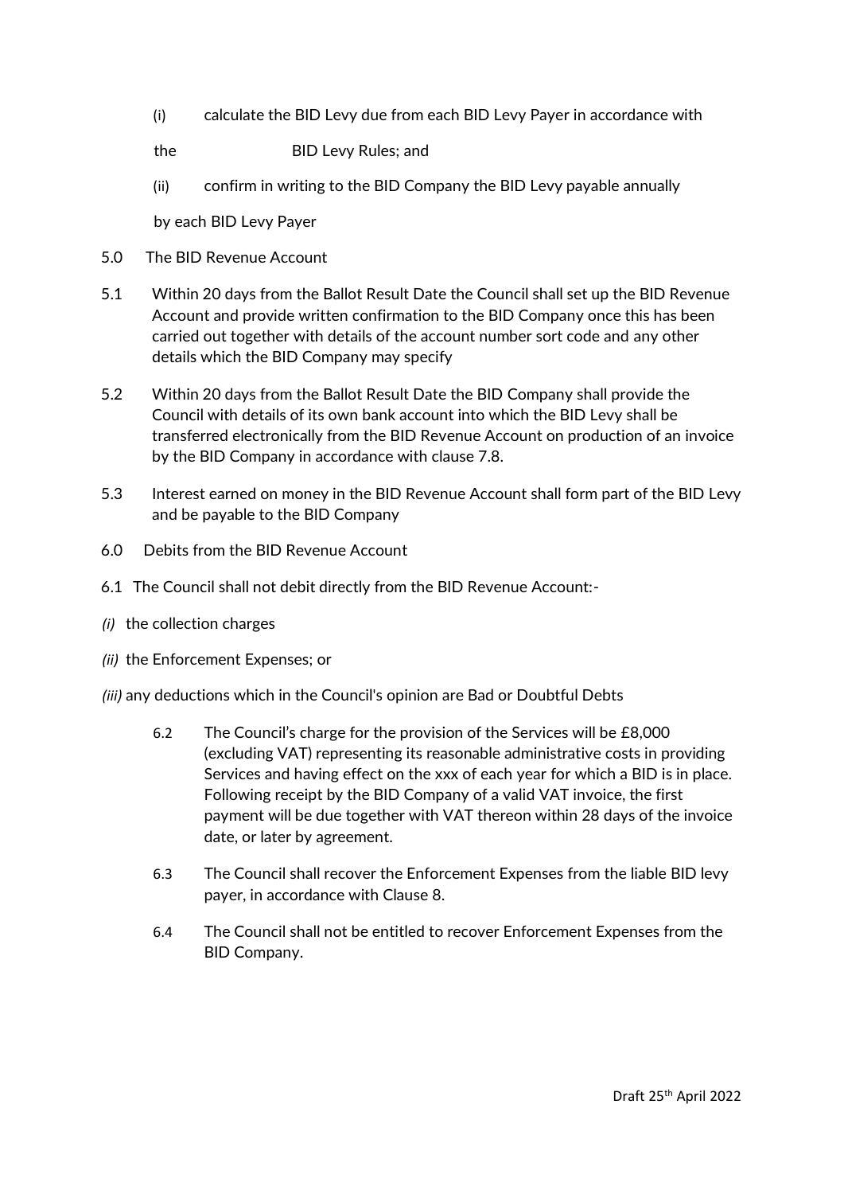(i) calculate the BID Levy due from each BID Levy Payer in accordance with the BID Levy Rules; and

(ii) confirm in writing to the BID Company the BID Levy payable annually by each BID Levy Payer

5.0 The BID Revenue Account

5.1 Within 20 days from the Ballot Result Date the Council shall set up the BID Revenue Account and provide written confirmation to the BID Company once this has been carried out together with details of the account number sort code and any other details which the BID Company may specify

5.2 Within 20 days from the Ballot Result Date the BID Company shall provide the Council with details of its own bank account into which the BID Levy shall be transferred electronically from the BID Revenue Account on production of an invoice by the BID Company in accordance with clause 7.8.

5.3 Interest earned on money in the BID Revenue Account shall form part of the BID Levy and be payable to the BID Company

6.0 Debits from the BID Revenue Account

6.1 The Council shall not debit directly from the BID Revenue Account:-

*(i)* the collection charges

*(ii)* the Enforcement Expenses; or

*(iii)* any deductions which in the Council's opinion are Bad or Doubtful Debts

6.2 The Council's charge for the provision of the Services will be £8,000 (excluding VAT) representing its reasonable administrative costs in providing Services and having effect on the xxx of each year for which a BID is in place. Following receipt by the BID Company of a valid VAT invoice, the first payment will be due together with VAT thereon within 28 days of the invoice date, or later by agreement.

6.3 The Council shall recover the Enforcement Expenses from the liable BID levy payer, in accordance with Clause 8.

6.4 The Council shall not be entitled to recover Enforcement Expenses from the BID Company.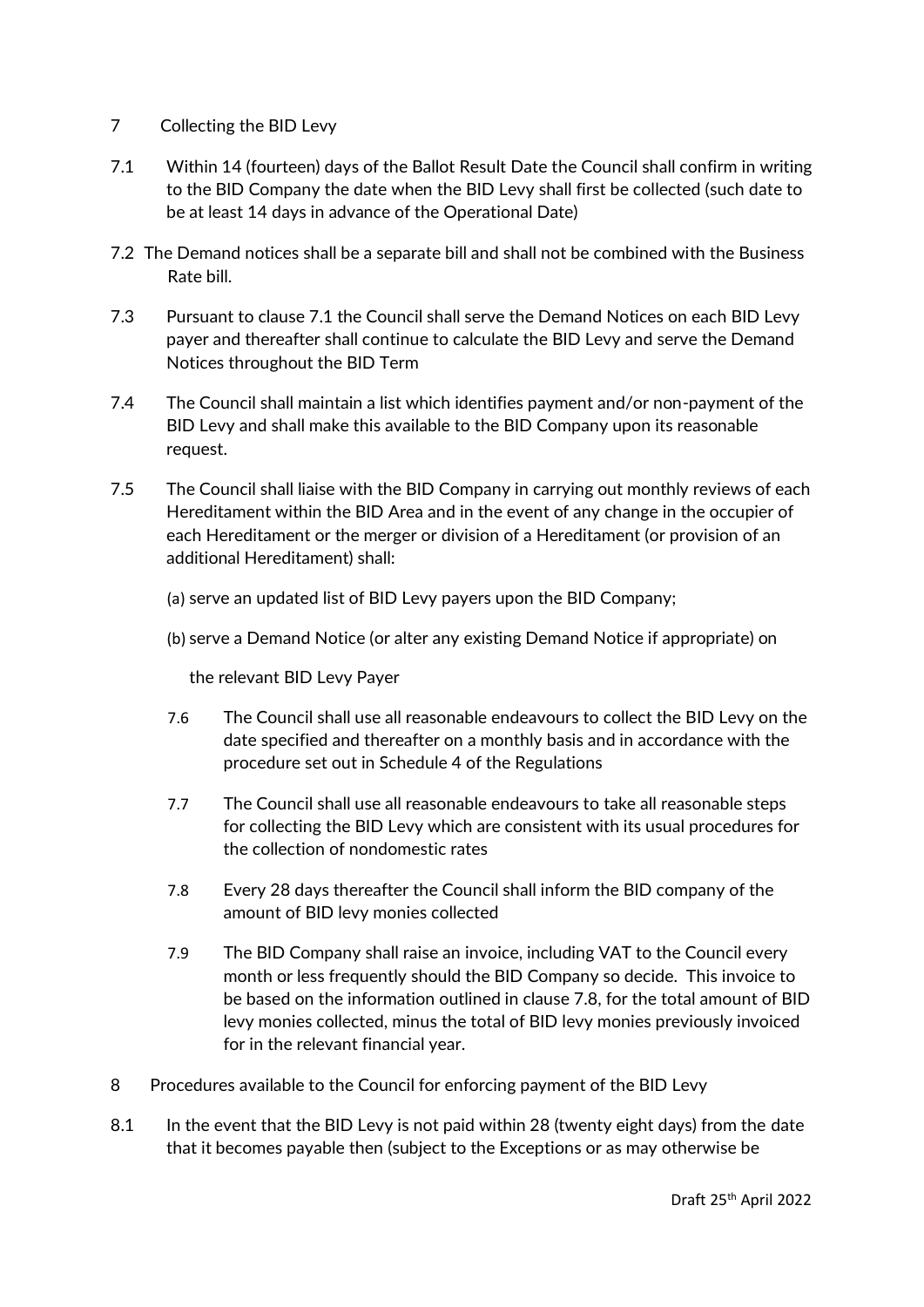7 Collecting the BID Levy

7.1 Within 14 (fourteen) days of the Ballot Result Date the Council shall confirm in writing to the BID Company the date when the BID Levy shall first be collected (such date to be at least 14 days in advance of the Operational Date)

7.2 The Demand notices shall be a separate bill and shall not be combined with the Business Rate bill.

7.3 Pursuant to clause 7.1 the Council shall serve the Demand Notices on each BID Levy payer and thereafter shall continue to calculate the BID Levy and serve the Demand Notices throughout the BID Term

7.4 The Council shall maintain a list which identifies payment and/or non-payment of the BID Levy and shall make this available to the BID Company upon its reasonable request.

7.5 The Council shall liaise with the BID Company in carrying out monthly reviews of each Hereditament within the BID Area and in the event of any change in the occupier of each Hereditament or the merger or division of a Hereditament (or provision of an additional Hereditament) shall:

(a) serve an updated list of BID Levy payers upon the BID Company;

(b) serve a Demand Notice (or alter any existing Demand Notice if appropriate) on the relevant BID Levy Payer

7.6 The Council shall use all reasonable endeavours to collect the BID Levy on the date specified and thereafter on a monthly basis and in accordance with the procedure set out in Schedule 4 of the Regulations

7.7 The Council shall use all reasonable endeavours to take all reasonable steps for collecting the BID Levy which are consistent with its usual procedures for the collection of nondomestic rates

7.8 Every 28 days thereafter the Council shall inform the BID company of the amount of BID levy monies collected

7.9 The BID Company shall raise an invoice, including VAT to the Council every month or less frequently should the BID Company so decide. This invoice to be based on the information outlined in clause 7.8, for the total amount of BID levy monies collected, minus the total of BID levy monies previously invoiced for in the relevant financial year.

8 Procedures available to the Council for enforcing payment of the BID Levy

8.1 In the event that the BID Levy is not paid within 28 (twenty eight days) from the date that it becomes payable then (subject to the Exceptions or as may otherwise be

Draft 25th April 2022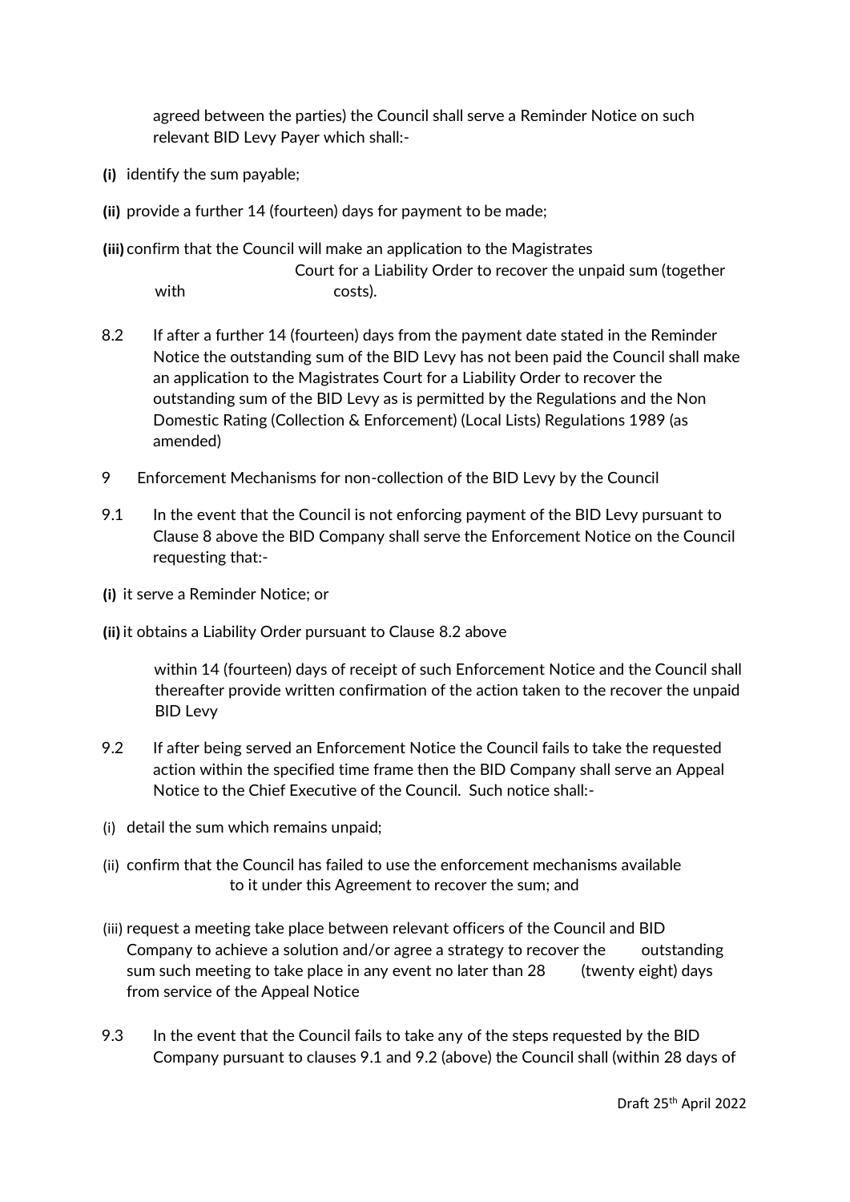agreed between the parties) the Council shall serve a Reminder Notice on such relevant BID Levy Payer which shall:-

**(i)** identify the sum payable;

**(ii)** provide a further 14 (fourteen) days for payment to be made;

**(iii)** confirm that the Council will make an application to the Magistrates Court for a Liability Order to recover the unpaid sum (together with costs).

8.2 If after a further 14 (fourteen) days from the payment date stated in the Reminder Notice the outstanding sum of the BID Levy has not been paid the Council shall make an application to the Magistrates Court for a Liability Order to recover the outstanding sum of the BID Levy as is permitted by the Regulations and the Non Domestic Rating (Collection & Enforcement) (Local Lists) Regulations 1989 (as amended)

9 Enforcement Mechanisms for non-collection of the BID Levy by the Council

9.1 In the event that the Council is not enforcing payment of the BID Levy pursuant to Clause 8 above the BID Company shall serve the Enforcement Notice on the Council requesting that:-

**(i)** it serve a Reminder Notice; or

**(ii)** it obtains a Liability Order pursuant to Clause 8.2 above

within 14 (fourteen) days of receipt of such Enforcement Notice and the Council shall thereafter provide written confirmation of the action taken to the recover the unpaid BID Levy

9.2 If after being served an Enforcement Notice the Council fails to take the requested action within the specified time frame then the BID Company shall serve an Appeal Notice to the Chief Executive of the Council. Such notice shall:-

(i) detail the sum which remains unpaid;

(ii) confirm that the Council has failed to use the enforcement mechanisms available to it under this Agreement to recover the sum; and

(iii) request a meeting take place between relevant officers of the Council and BID Company to achieve a solution and/or agree a strategy to recover the outstanding sum such meeting to take place in any event no later than 28 (twenty eight) days from service of the Appeal Notice

9.3 In the event that the Council fails to take any of the steps requested by the BID Company pursuant to clauses 9.1 and 9.2 (above) the Council shall (within 28 days of

Draft 25th April 2022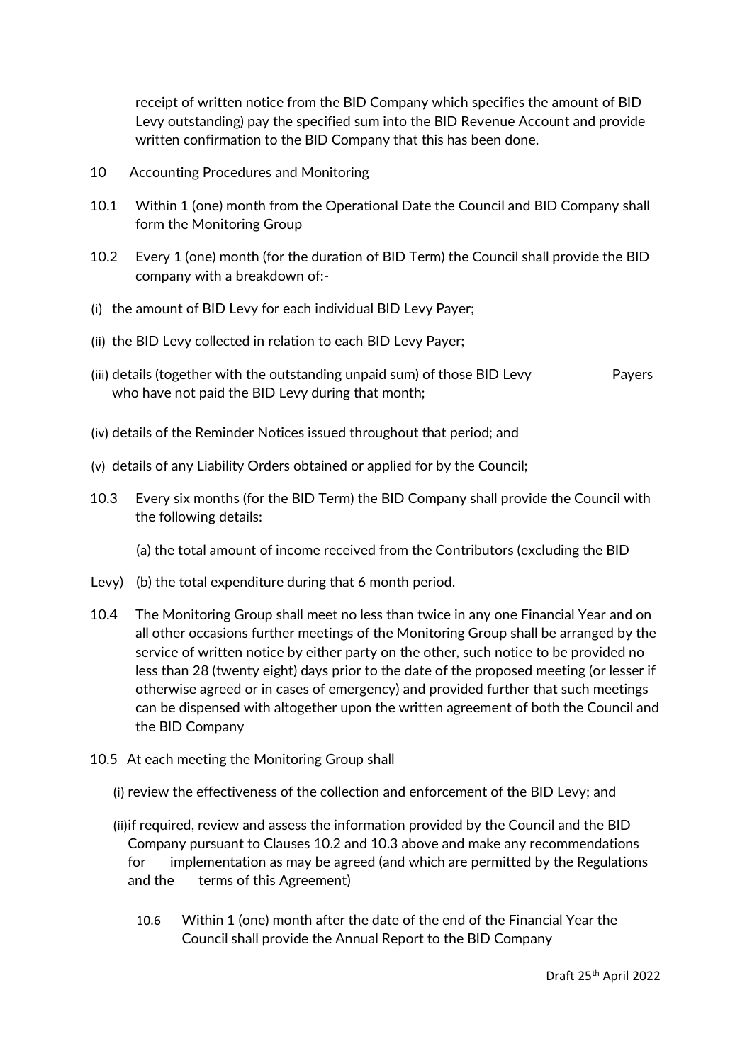receipt of written notice from the BID Company which specifies the amount of BID Levy outstanding) pay the specified sum into the BID Revenue Account and provide written confirmation to the BID Company that this has been done.

10 Accounting Procedures and Monitoring

10.1 Within 1 (one) month from the Operational Date the Council and BID Company shall form the Monitoring Group

10.2 Every 1 (one) month (for the duration of BID Term) the Council shall provide the BID company with a breakdown of:-

(i) the amount of BID Levy for each individual BID Levy Payer;

(ii) the BID Levy collected in relation to each BID Levy Payer;

(iii) details (together with the outstanding unpaid sum) of those BID Levy Payers who have not paid the BID Levy during that month;

(iv) details of the Reminder Notices issued throughout that period; and

(v) details of any Liability Orders obtained or applied for by the Council;

10.3 Every six months (for the BID Term) the BID Company shall provide the Council with the following details:

(a) the total amount of income received from the Contributors (excluding the BID Levy) (b) the total expenditure during that 6 month period.

10.4 The Monitoring Group shall meet no less than twice in any one Financial Year and on all other occasions further meetings of the Monitoring Group shall be arranged by the service of written notice by either party on the other, such notice to be provided no less than 28 (twenty eight) days prior to the date of the proposed meeting (or lesser if otherwise agreed or in cases of emergency) and provided further that such meetings can be dispensed with altogether upon the written agreement of both the Council and the BID Company

10.5 At each meeting the Monitoring Group shall

(i) review the effectiveness of the collection and enforcement of the BID Levy; and

(ii) if required, review and assess the information provided by the Council and the BID Company pursuant to Clauses 10.2 and 10.3 above and make any recommendations for implementation as may be agreed (and which are permitted by the Regulations and the terms of this Agreement)

10.6 Within 1 (one) month after the date of the end of the Financial Year the Council shall provide the Annual Report to the BID Company

Draft 25th April 2022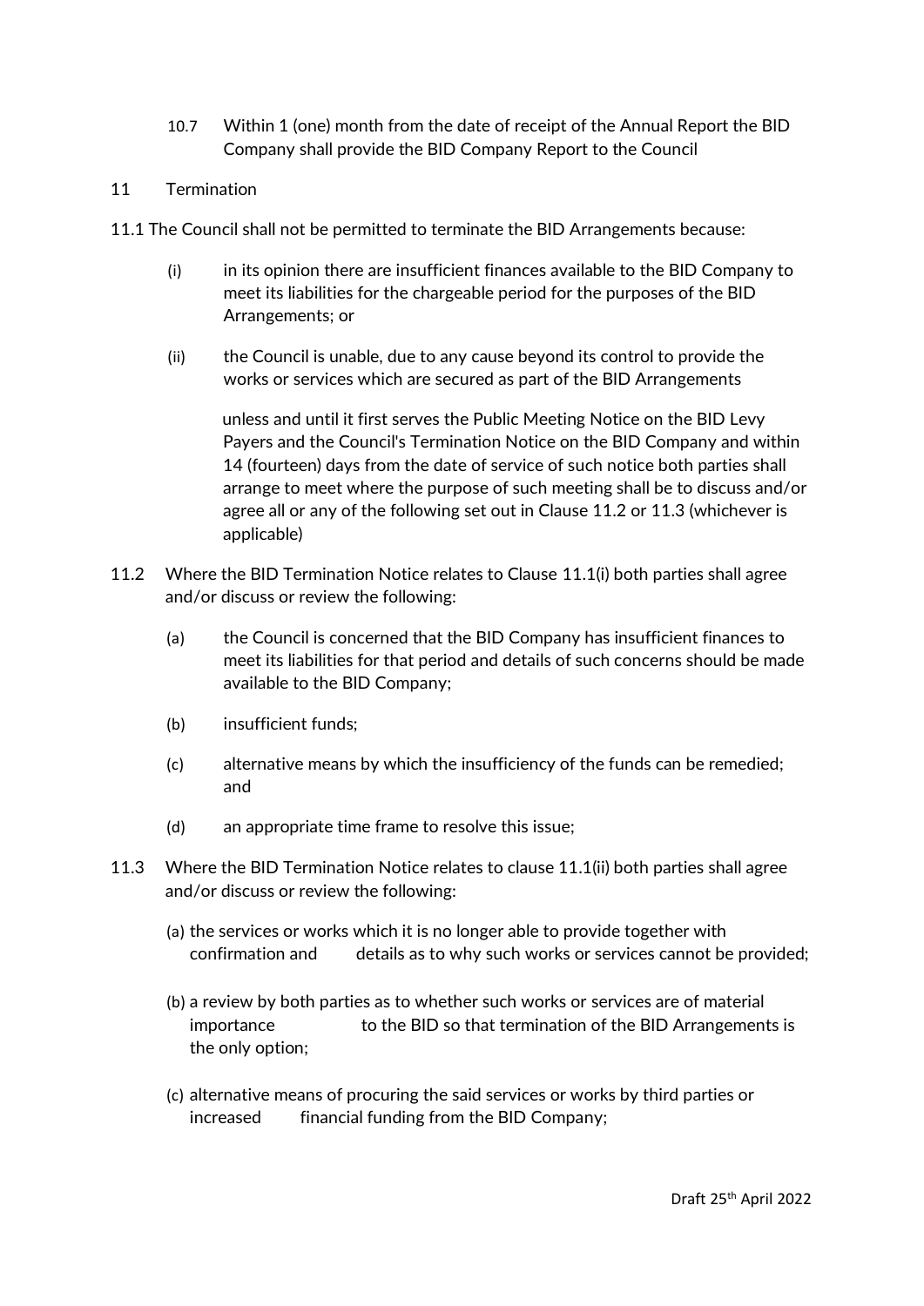10.7 Within 1 (one) month from the date of receipt of the Annual Report the BID Company shall provide the BID Company Report to the Council

11 Termination

11.1 The Council shall not be permitted to terminate the BID Arrangements because:

(i) in its opinion there are insufficient finances available to the BID Company to meet its liabilities for the chargeable period for the purposes of the BID Arrangements; or

(ii) the Council is unable, due to any cause beyond its control to provide the works or services which are secured as part of the BID Arrangements

unless and until it first serves the Public Meeting Notice on the BID Levy Payers and the Council's Termination Notice on the BID Company and within 14 (fourteen) days from the date of service of such notice both parties shall arrange to meet where the purpose of such meeting shall be to discuss and/or agree all or any of the following set out in Clause 11.2 or 11.3 (whichever is applicable)

11.2 Where the BID Termination Notice relates to Clause 11.1(i) both parties shall agree and/or discuss or review the following:

(a) the Council is concerned that the BID Company has insufficient finances to meet its liabilities for that period and details of such concerns should be made available to the BID Company;

(b) insufficient funds;

(c) alternative means by which the insufficiency of the funds can be remedied; and

(d) an appropriate time frame to resolve this issue;

11.3 Where the BID Termination Notice relates to clause 11.1(ii) both parties shall agree and/or discuss or review the following:

(a) the services or works which it is no longer able to provide together with confirmation and details as to why such works or services cannot be provided;

(b) a review by both parties as to whether such works or services are of material importance to the BID so that termination of the BID Arrangements is the only option;

(c) alternative means of procuring the said services or works by third parties or increased financial funding from the BID Company;

Draft 25th April 2022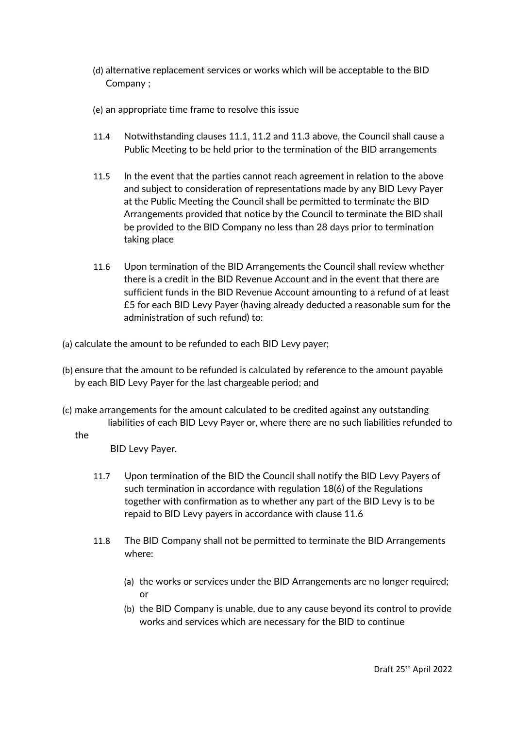(d) alternative replacement services or works which will be acceptable to the BID Company ;

(e) an appropriate time frame to resolve this issue

11.4 Notwithstanding clauses 11.1, 11.2 and 11.3 above, the Council shall cause a Public Meeting to be held prior to the termination of the BID arrangements

11.5 In the event that the parties cannot reach agreement in relation to the above and subject to consideration of representations made by any BID Levy Payer at the Public Meeting the Council shall be permitted to terminate the BID Arrangements provided that notice by the Council to terminate the BID shall be provided to the BID Company no less than 28 days prior to termination taking place

11.6 Upon termination of the BID Arrangements the Council shall review whether there is a credit in the BID Revenue Account and in the event that there are sufficient funds in the BID Revenue Account amounting to a refund of at least £5 for each BID Levy Payer (having already deducted a reasonable sum for the administration of such refund) to:

(a) calculate the amount to be refunded to each BID Levy payer;

(b) ensure that the amount to be refunded is calculated by reference to the amount payable by each BID Levy Payer for the last chargeable period; and

(c) make arrangements for the amount calculated to be credited against any outstanding liabilities of each BID Levy Payer or, where there are no such liabilities refunded to the BID Levy Payer.

11.7 Upon termination of the BID the Council shall notify the BID Levy Payers of such termination in accordance with regulation 18(6) of the Regulations together with confirmation as to whether any part of the BID Levy is to be repaid to BID Levy payers in accordance with clause 11.6

11.8 The BID Company shall not be permitted to terminate the BID Arrangements where:

(a) the works or services under the BID Arrangements are no longer required; or
(b) the BID Company is unable, due to any cause beyond its control to provide works and services which are necessary for the BID to continue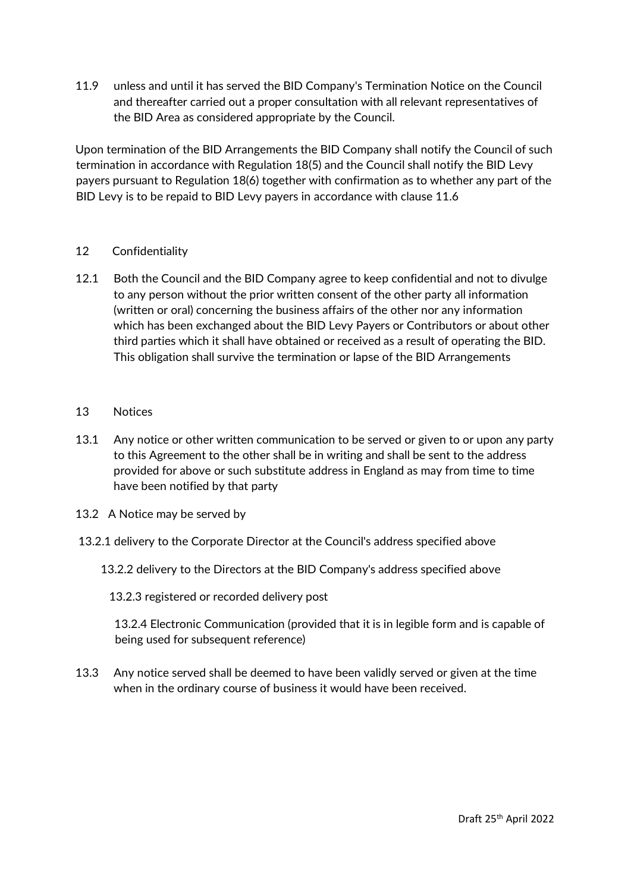11.9 unless and until it has served the BID Company's Termination Notice on the Council and thereafter carried out a proper consultation with all relevant representatives of the BID Area as considered appropriate by the Council.

Upon termination of the BID Arrangements the BID Company shall notify the Council of such termination in accordance with Regulation 18(5) and the Council shall notify the BID Levy payers pursuant to Regulation 18(6) together with confirmation as to whether any part of the BID Levy is to be repaid to BID Levy payers in accordance with clause 11.6

12 Confidentiality

12.1 Both the Council and the BID Company agree to keep confidential and not to divulge to any person without the prior written consent of the other party all information (written or oral) concerning the business affairs of the other nor any information which has been exchanged about the BID Levy Payers or Contributors or about other third parties which it shall have obtained or received as a result of operating the BID. This obligation shall survive the termination or lapse of the BID Arrangements

13 Notices

13.1 Any notice or other written communication to be served or given to or upon any party to this Agreement to the other shall be in writing and shall be sent to the address provided for above or such substitute address in England as may from time to time have been notified by that party

13.2 A Notice may be served by

13.2.1 delivery to the Corporate Director at the Council's address specified above

13.2.2 delivery to the Directors at the BID Company's address specified above

13.2.3 registered or recorded delivery post

13.2.4 Electronic Communication (provided that it is in legible form and is capable of being used for subsequent reference)

13.3 Any notice served shall be deemed to have been validly served or given at the time when in the ordinary course of business it would have been received.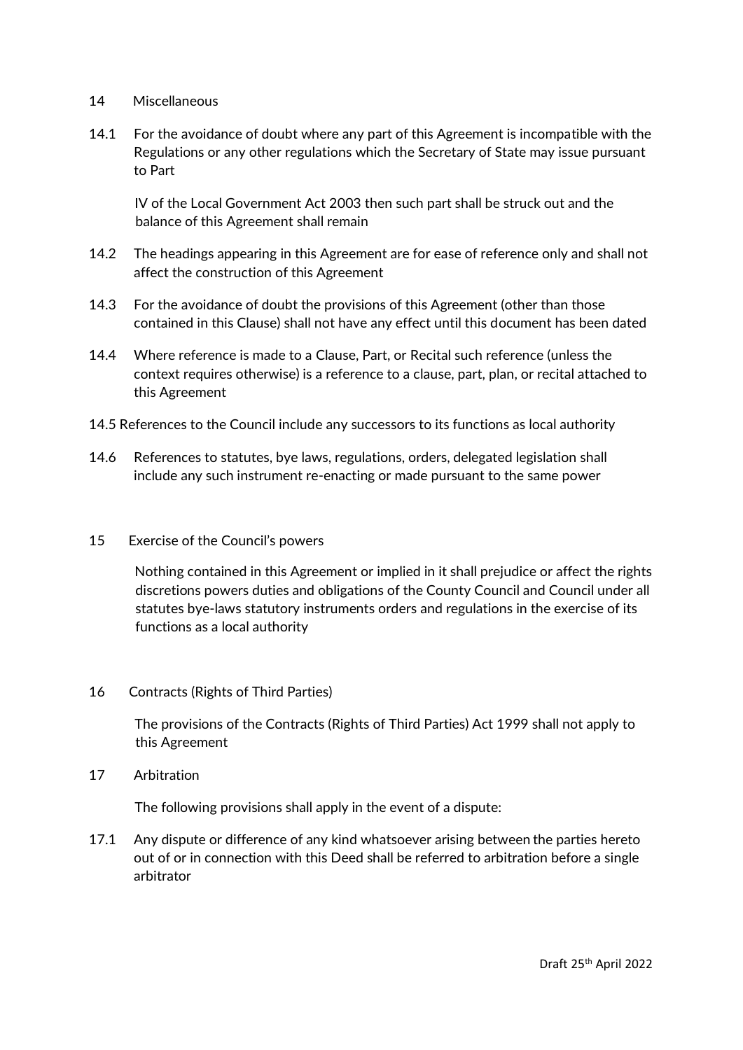14 Miscellaneous

14.1 For the avoidance of doubt where any part of this Agreement is incompatible with the Regulations or any other regulations which the Secretary of State may issue pursuant to Part

IV of the Local Government Act 2003 then such part shall be struck out and the balance of this Agreement shall remain

14.2 The headings appearing in this Agreement are for ease of reference only and shall not affect the construction of this Agreement

14.3 For the avoidance of doubt the provisions of this Agreement (other than those contained in this Clause) shall not have any effect until this document has been dated

14.4 Where reference is made to a Clause, Part, or Recital such reference (unless the context requires otherwise) is a reference to a clause, part, plan, or recital attached to this Agreement

14.5 References to the Council include any successors to its functions as local authority

14.6 References to statutes, bye laws, regulations, orders, delegated legislation shall include any such instrument re-enacting or made pursuant to the same power

15 Exercise of the Council's powers

Nothing contained in this Agreement or implied in it shall prejudice or affect the rights discretions powers duties and obligations of the County Council and Council under all statutes bye-laws statutory instruments orders and regulations in the exercise of its functions as a local authority

16 Contracts (Rights of Third Parties)

The provisions of the Contracts (Rights of Third Parties) Act 1999 shall not apply to this Agreement

17 Arbitration

The following provisions shall apply in the event of a dispute:

17.1 Any dispute or difference of any kind whatsoever arising between the parties hereto out of or in connection with this Deed shall be referred to arbitration before a single arbitrator

Draft 25th April 2022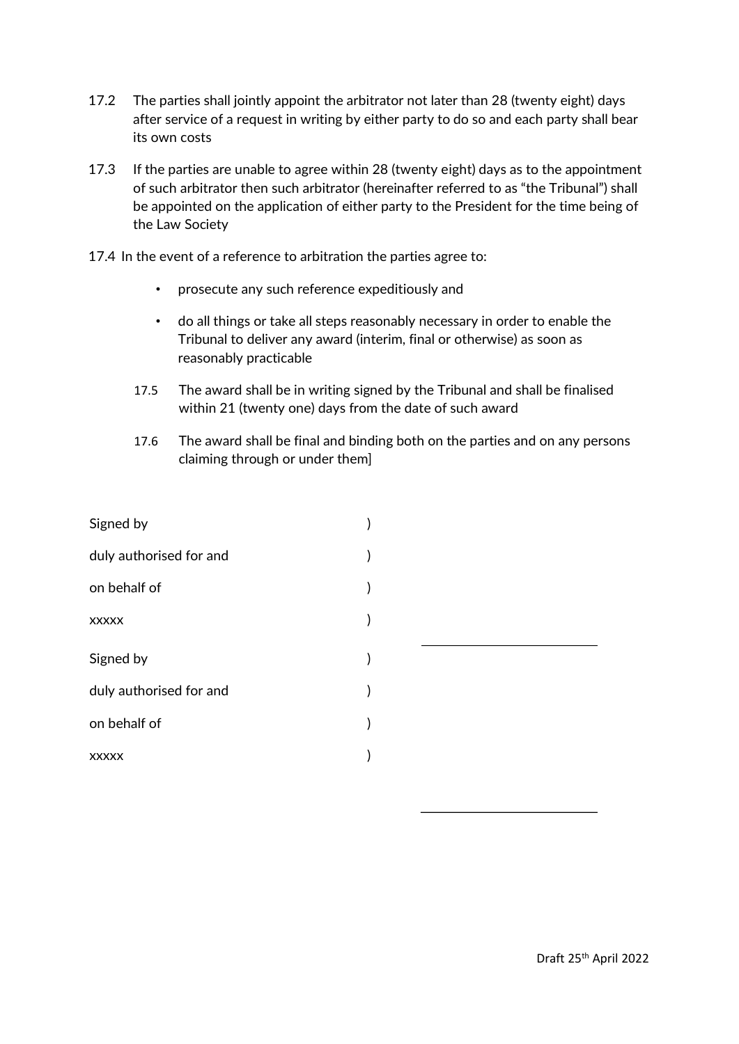17.2 The parties shall jointly appoint the arbitrator not later than 28 (twenty eight) days after service of a request in writing by either party to do so and each party shall bear its own costs

17.3 If the parties are unable to agree within 28 (twenty eight) days as to the appointment of such arbitrator then such arbitrator (hereinafter referred to as "the Tribunal") shall be appointed on the application of either party to the President for the time being of the Law Society

17.4 In the event of a reference to arbitration the parties agree to:

- prosecute any such reference expeditiously and
- do all things or take all steps reasonably necessary in order to enable the Tribunal to deliver any award (interim, final or otherwise) as soon as reasonably practicable

17.5 The award shall be in writing signed by the Tribunal and shall be finalised within 21 (twenty one) days from the date of such award

17.6 The award shall be final and binding both on the parties and on any persons claiming through or under them]

Signed by )
duly authorised for and )
on behalf of )
xxxxx ) ____________________

Signed by )
duly authorised for and )
on behalf of )
xxxxx ) ____________________

Draft 25th April 2022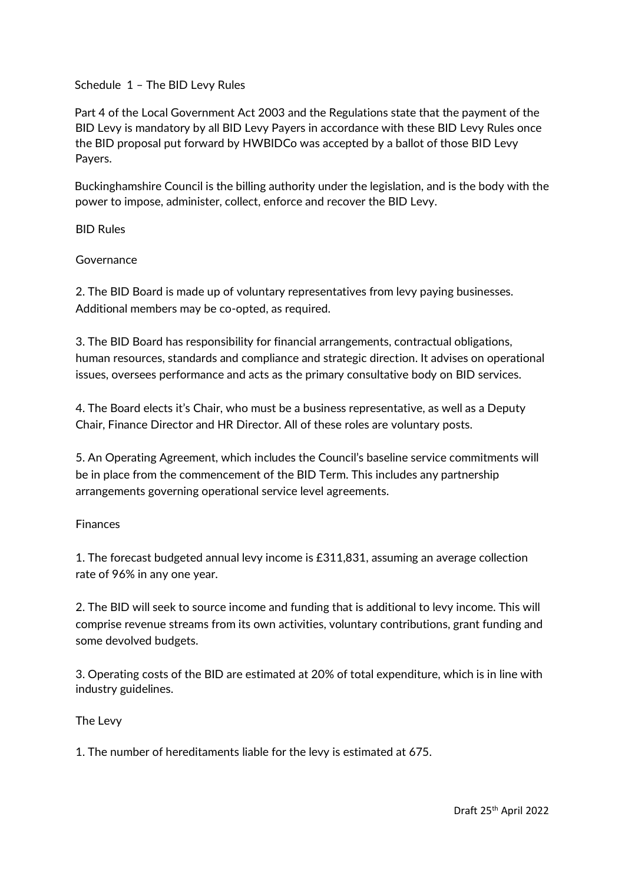# Schedule 1 – The BID Levy Rules

Part 4 of the Local Government Act 2003 and the Regulations state that the payment of the BID Levy is mandatory by all BID Levy Payers in accordance with these BID Levy Rules once the BID proposal put forward by HWBIDCo was accepted by a ballot of those BID Levy Payers.

Buckinghamshire Council is the billing authority under the legislation, and is the body with the power to impose, administer, collect, enforce and recover the BID Levy.

## BID Rules

### Governance

2. The BID Board is made up of voluntary representatives from levy paying businesses. Additional members may be co-opted, as required.

3. The BID Board has responsibility for financial arrangements, contractual obligations, human resources, standards and compliance and strategic direction. It advises on operational issues, oversees performance and acts as the primary consultative body on BID services.

4. The Board elects it's Chair, who must be a business representative, as well as a Deputy Chair, Finance Director and HR Director. All of these roles are voluntary posts.

5. An Operating Agreement, which includes the Council's baseline service commitments will be in place from the commencement of the BID Term. This includes any partnership arrangements governing operational service level agreements.

### Finances

1. The forecast budgeted annual levy income is £311,831, assuming an average collection rate of 96% in any one year.

2. The BID will seek to source income and funding that is additional to levy income. This will comprise revenue streams from its own activities, voluntary contributions, grant funding and some devolved budgets.

3. Operating costs of the BID are estimated at 20% of total expenditure, which is in line with industry guidelines.

### The Levy

1. The number of hereditaments liable for the levy is estimated at 675.

Draft 25th April 2022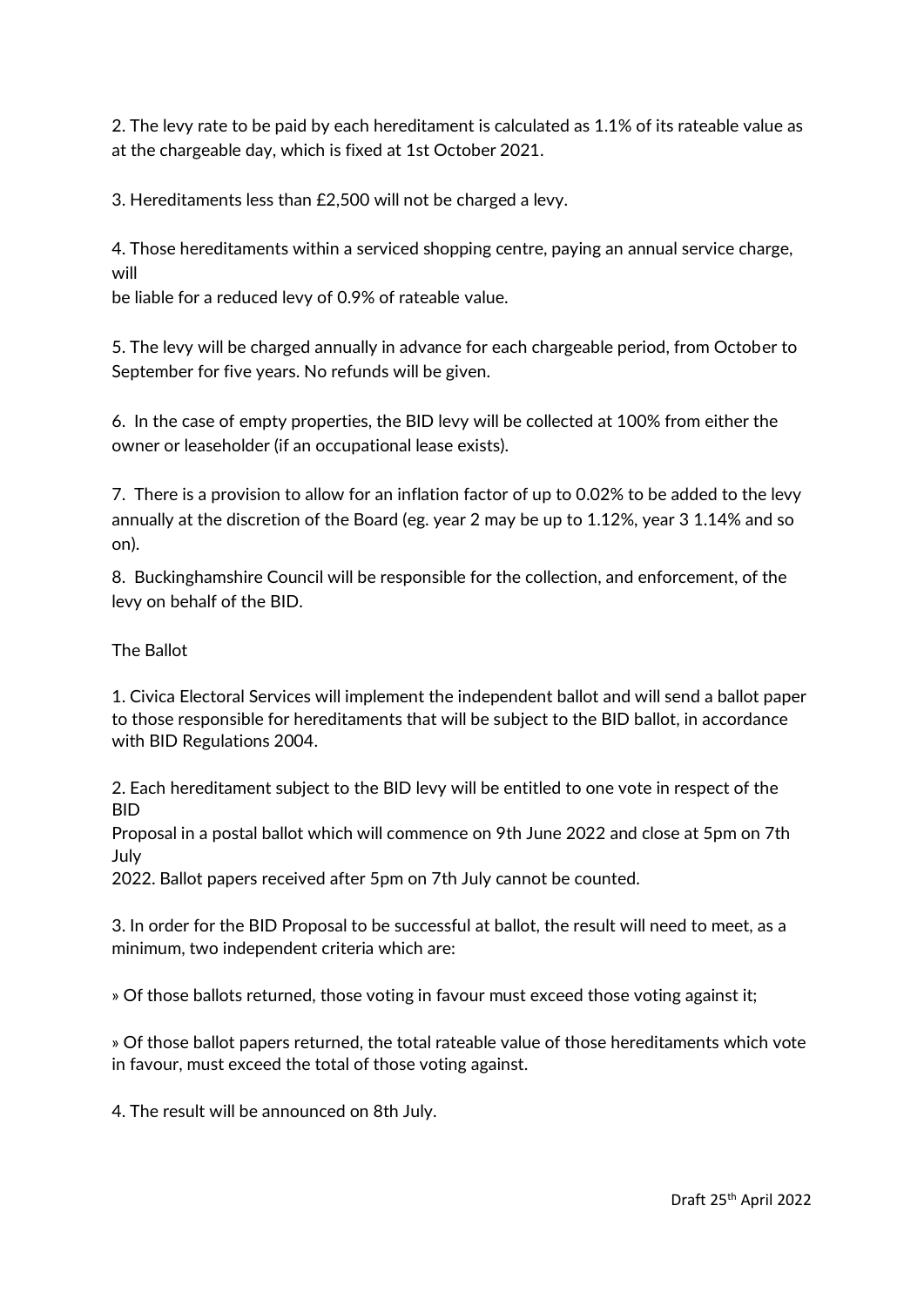2. The levy rate to be paid by each hereditament is calculated as 1.1% of its rateable value as at the chargeable day, which is fixed at 1st October 2021.

3. Hereditaments less than £2,500 will not be charged a levy.

4. Those hereditaments within a serviced shopping centre, paying an annual service charge, will be liable for a reduced levy of 0.9% of rateable value.

5. The levy will be charged annually in advance for each chargeable period, from October to September for five years. No refunds will be given.

6. In the case of empty properties, the BID levy will be collected at 100% from either the owner or leaseholder (if an occupational lease exists).

7. There is a provision to allow for an inflation factor of up to 0.02% to be added to the levy annually at the discretion of the Board (eg. year 2 may be up to 1.12%, year 3 1.14% and so on).

8. Buckinghamshire Council will be responsible for the collection, and enforcement, of the levy on behalf of the BID.

The Ballot

1. Civica Electoral Services will implement the independent ballot and will send a ballot paper to those responsible for hereditaments that will be subject to the BID ballot, in accordance with BID Regulations 2004.

2. Each hereditament subject to the BID levy will be entitled to one vote in respect of the BID Proposal in a postal ballot which will commence on 9th June 2022 and close at 5pm on 7th July 2022. Ballot papers received after 5pm on 7th July cannot be counted.

3. In order for the BID Proposal to be successful at ballot, the result will need to meet, as a minimum, two independent criteria which are:

» Of those ballots returned, those voting in favour must exceed those voting against it;

» Of those ballot papers returned, the total rateable value of those hereditaments which vote in favour, must exceed the total of those voting against.

4. The result will be announced on 8th July.

Draft 25th April 2022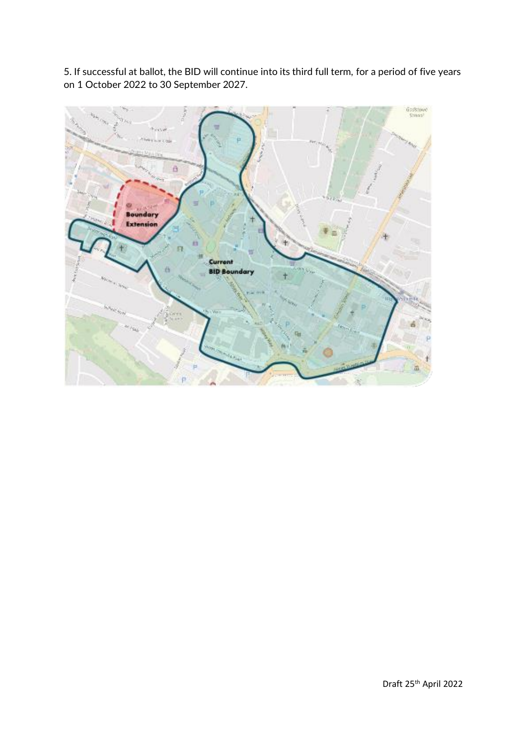5. If successful at ballot, the BID will continue into its third full term, for a period of five years on 1 October 2022 to 30 September 2027.

Boundary Extension

Current BID Boundary

Draft 25th April 2022